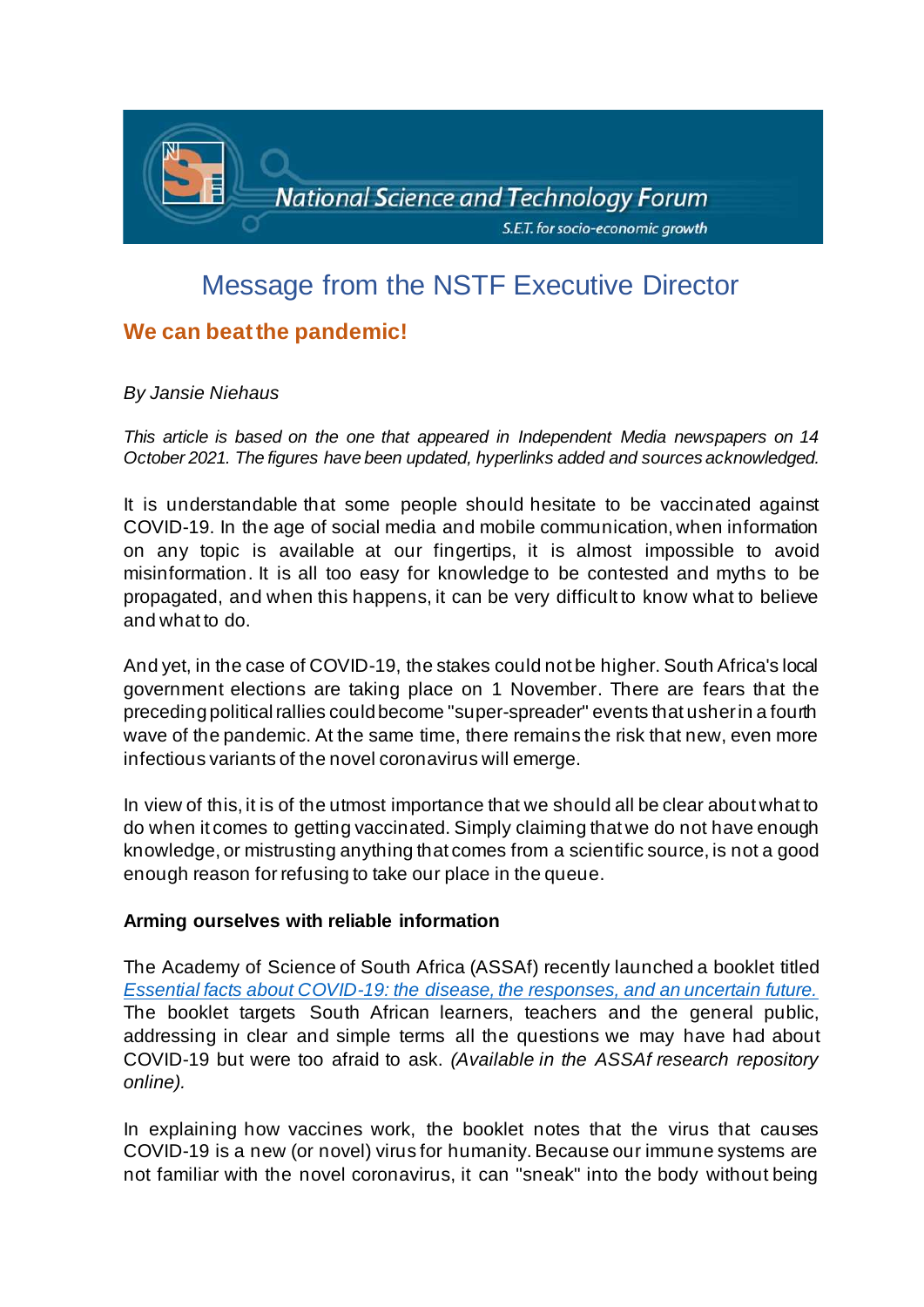National Science and Technology Forum

S.E.T. for socio-economic growth

# Message from the NSTF Executive Director

## We can beat the pandemic!

*By Jansie Niehaus*

*This article is based on the one that appeared in Independent Media newspapers on 14 October 2021. The figures have been updated, hyperlinks added and sources acknowledged.*

It is understandable that some people should hesitate to be vaccinated against COVID-19. In the age of social media and mobile communication, when information on any topic is available at our fingertips, it is almost impossible to avoid misinformation. It is all too easy for knowledge to be contested and myths to be propagated, and when this happens, it can be very difficult to know what to believe and what to do.

And yet, in the case of COVID-19, the stakes could not be higher. South Africa's local government elections are taking place on 1 November. There are fears that the preceding political rallies could become "super-spreader" events that usher in a fourth wave of the pandemic. At the same time, there remains the risk that new, even more infectious variants of the novel coronavirus will emerge.

In view of this, it is of the utmost importance that we should all be clear about what to do when it comes to getting vaccinated. Simply claiming that we do not have enough knowledge, or mistrusting anything that comes from a scientific source, is not a good enough reason for refusing to take our place in the queue.

**Arming ourselves with reliable information**

The Academy of Science of South Africa (ASSAf) recently launched a booklet titled *Essential facts about COVID-19: the disease, the responses, and an uncertain future.* The booklet targets South African learners, teachers and the general public, addressing in clear and simple terms all the questions we may have had about COVID-19 but were too afraid to ask. *(Available in the ASSAf research repository online).*

In explaining how vaccines work, the booklet notes that the virus that causes COVID-19 is a new (or novel) virus for humanity. Because our immune systems are not familiar with the novel coronavirus, it can "sneak" into the body without being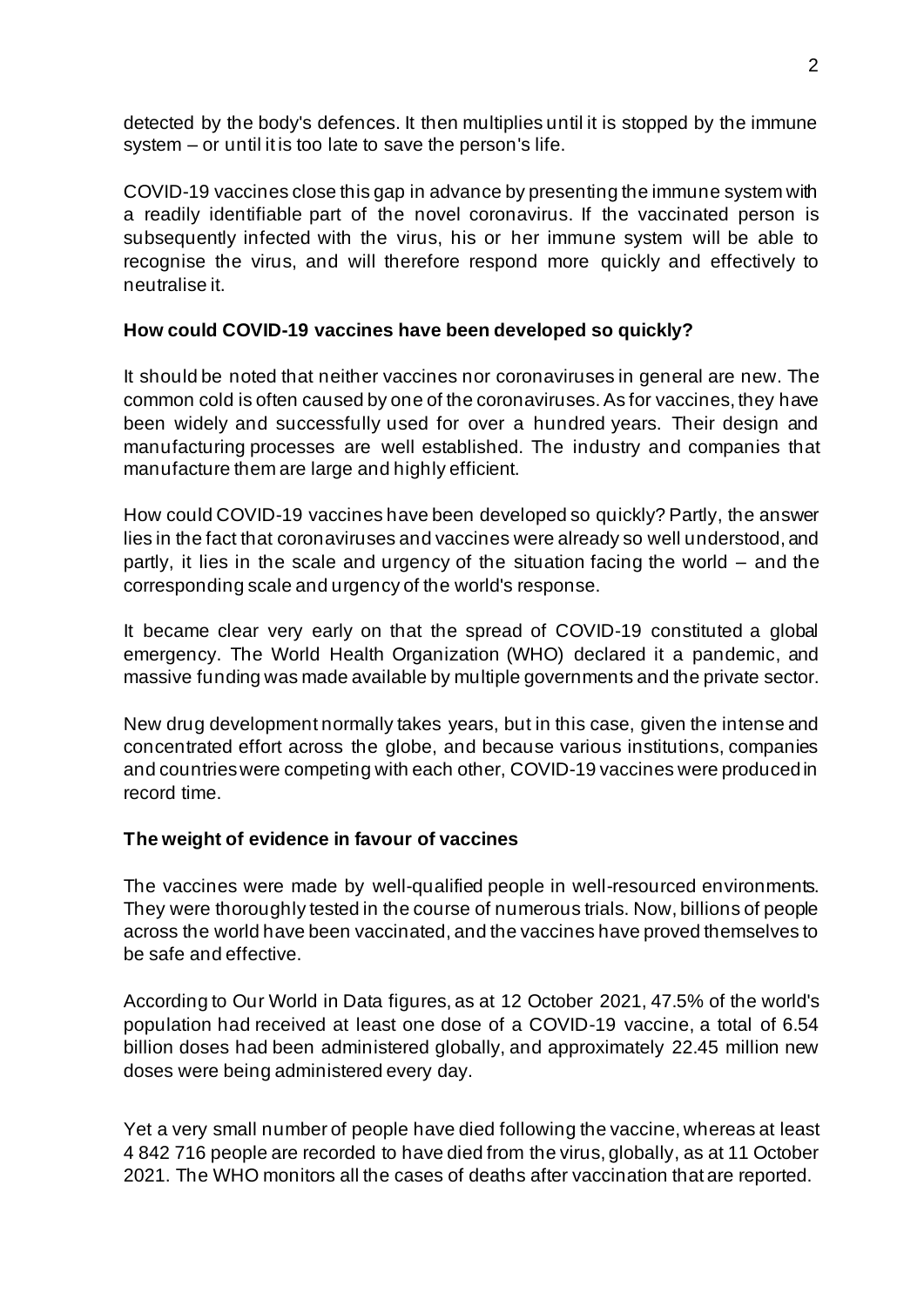detected by the body's defences. It then multiplies until it is stopped by the immune system – or until it is too late to save the person's life.

COVID-19 vaccines close this gap in advance by presenting the immune system with a readily identifiable part of the novel coronavirus. If the vaccinated person is subsequently infected with the virus, his or her immune system will be able to recognise the virus, and will therefore respond more quickly and effectively to neutralise it.

**How could COVID-19 vaccines have been developed so quickly?**

It should be noted that neither vaccines nor coronaviruses in general are new. The common cold is often caused by one of the coronaviruses. As for vaccines, they have been widely and successfully used for over a hundred years. Their design and manufacturing processes are well established. The industry and companies that manufacture them are large and highly efficient.

How could COVID-19 vaccines have been developed so quickly? Partly, the answer lies in the fact that coronaviruses and vaccines were already so well understood, and partly, it lies in the scale and urgency of the situation facing the world – and the corresponding scale and urgency of the world's response.

It became clear very early on that the spread of COVID-19 constituted a global emergency. The World Health Organization (WHO) declared it a pandemic, and massive funding was made available by multiple governments and the private sector.

New drug development normally takes years, but in this case, given the intense and concentrated effort across the globe, and because various institutions, companies and countries were competing with each other, COVID-19 vaccines were produced in record time.

**The weight of evidence in favour of vaccines**

The vaccines were made by well-qualified people in well-resourced environments. They were thoroughly tested in the course of numerous trials. Now, billions of people across the world have been vaccinated, and the vaccines have proved themselves to be safe and effective.

According to Our World in Data figures, as at 12 October 2021, 47.5% of the world's population had received at least one dose of a COVID-19 vaccine, a total of 6.54 billion doses had been administered globally, and approximately 22.45 million new doses were being administered every day.

Yet a very small number of people have died following the vaccine, whereas at least 4 842 716 people are recorded to have died from the virus, globally, as at 11 October 2021. The WHO monitors all the cases of deaths after vaccination that are reported.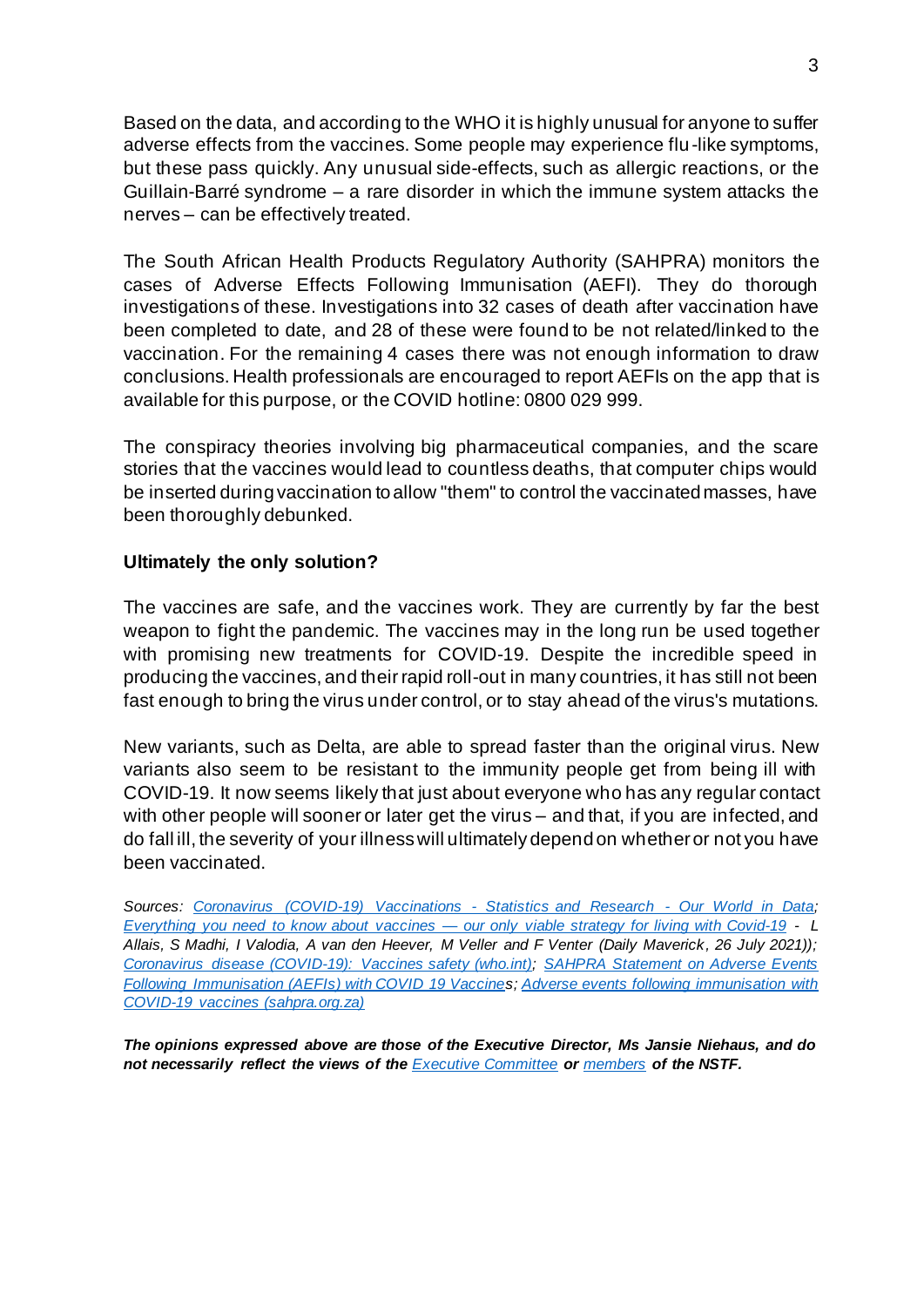Based on the data, and according to the WHO it is highly unusual for anyone to suffer adverse effects from the vaccines. Some people may experience flu-like symptoms, but these pass quickly. Any unusual side-effects, such as allergic reactions, or the Guillain-Barré syndrome – a rare disorder in which the immune system attacks the nerves – can be effectively treated.

The South African Health Products Regulatory Authority (SAHPRA) monitors the cases of Adverse Effects Following Immunisation (AEFI). They do thorough investigations of these. Investigations into 32 cases of death after vaccination have been completed to date, and 28 of these were found to be not related/linked to the vaccination. For the remaining 4 cases there was not enough information to draw conclusions. Health professionals are encouraged to report AEFIs on the app that is available for this purpose, or the COVID hotline: 0800 029 999.

The conspiracy theories involving big pharmaceutical companies, and the scare stories that the vaccines would lead to countless deaths, that computer chips would be inserted during vaccination to allow "them" to control the vaccinated masses, have been thoroughly debunked.

**Ultimately the only solution?**

The vaccines are safe, and the vaccines work. They are currently by far the best weapon to fight the pandemic. The vaccines may in the long run be used together with promising new treatments for COVID-19. Despite the incredible speed in producing the vaccines, and their rapid roll-out in many countries, it has still not been fast enough to bring the virus under control, or to stay ahead of the virus's mutations.

New variants, such as Delta, are able to spread faster than the original virus. New variants also seem to be resistant to the immunity people get from being ill with COVID-19. It now seems likely that just about everyone who has any regular contact with other people will sooner or later get the virus – and that, if you are infected, and do fall ill, the severity of your illness will ultimately depend on whether or not you have been vaccinated.

*Sources: Coronavirus (COVID-19) Vaccinations - Statistics and Research - Our World in Data; Everything you need to know about vaccines — our only viable strategy for living with Covid-19 - L Allais, S Madhi, I Valodia, A van den Heever, M Veller and F Venter (Daily Maverick, 26 July 2021)); Coronavirus disease (COVID-19): Vaccines safety (who.int); SAHPRA Statement on Adverse Events Following Immunisation (AEFIs) with COVID 19 Vaccines; Adverse events following immunisation with COVID-19 vaccines (sahpra.org.za)*

***The opinions expressed above are those of the Executive Director, Ms Jansie Niehaus, and do not necessarily reflect the views of the Executive Committee or members of the NSTF.***